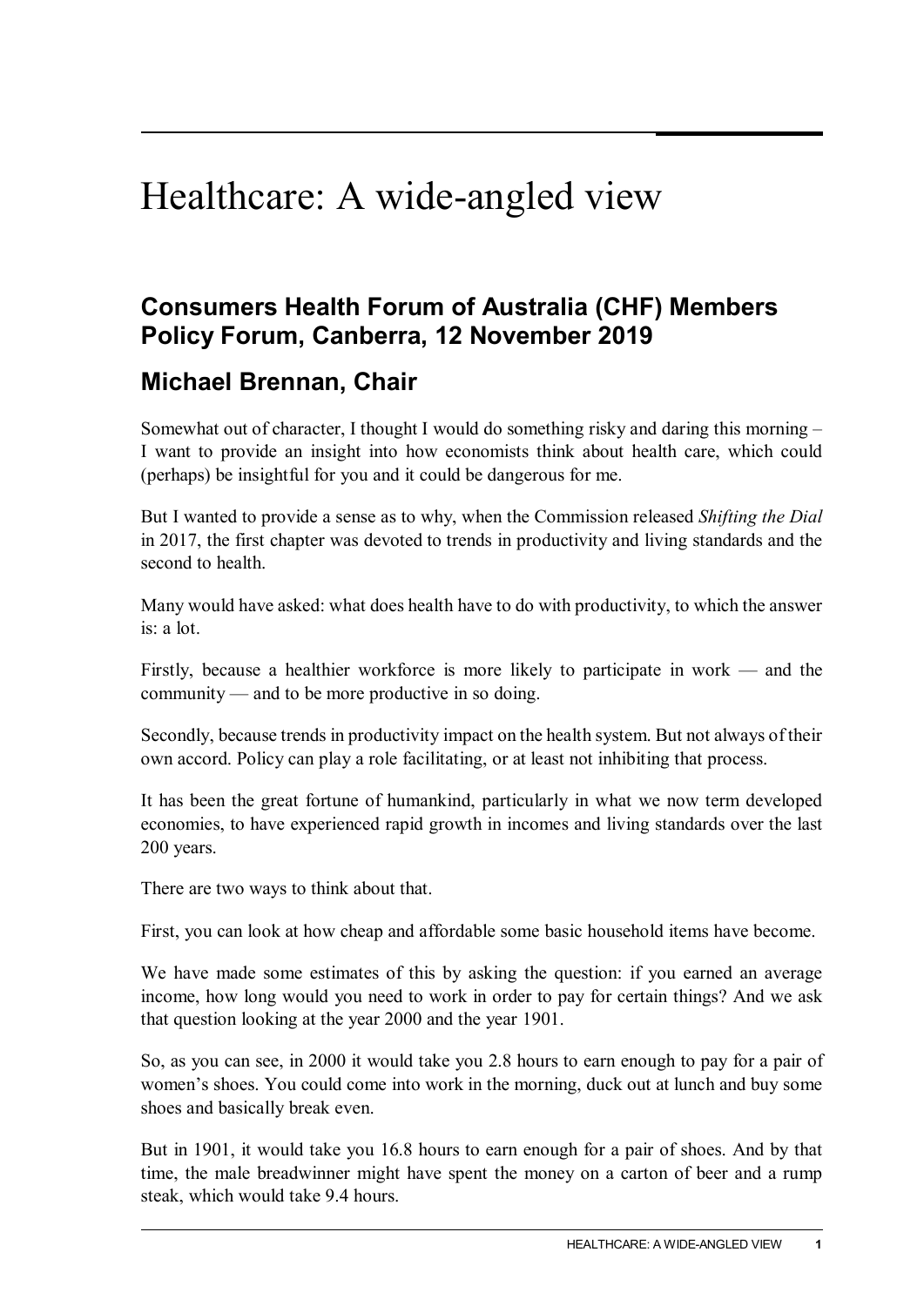# Healthcare: A wide-angled view

## Consumers Health Forum of Australia (CHF) Members Policy Forum, Canberra, 12 November 2019

## Michael Brennan, Chair

Somewhat out of character, I thought I would do something risky and daring this morning – I want to provide an insight into how economists think about health care, which could (perhaps) be insightful for you and it could be dangerous for me.

But I wanted to provide a sense as to why, when the Commission released *Shifting the Dial* in 2017, the first chapter was devoted to trends in productivity and living standards and the second to health.

Many would have asked: what does health have to do with productivity, to which the answer is: a lot.

Firstly, because a healthier workforce is more likely to participate in work — and the community — and to be more productive in so doing.

Secondly, because trends in productivity impact on the health system. But not always of their own accord. Policy can play a role facilitating, or at least not inhibiting that process.

It has been the great fortune of humankind, particularly in what we now term developed economies, to have experienced rapid growth in incomes and living standards over the last 200 years.

There are two ways to think about that.

First, you can look at how cheap and affordable some basic household items have become.

We have made some estimates of this by asking the question: if you earned an average income, how long would you need to work in order to pay for certain things? And we ask that question looking at the year 2000 and the year 1901.

So, as you can see, in 2000 it would take you 2.8 hours to earn enough to pay for a pair of women's shoes. You could come into work in the morning, duck out at lunch and buy some shoes and basically break even.

But in 1901, it would take you 16.8 hours to earn enough for a pair of shoes. And by that time, the male breadwinner might have spent the money on a carton of beer and a rump steak, which would take 9.4 hours.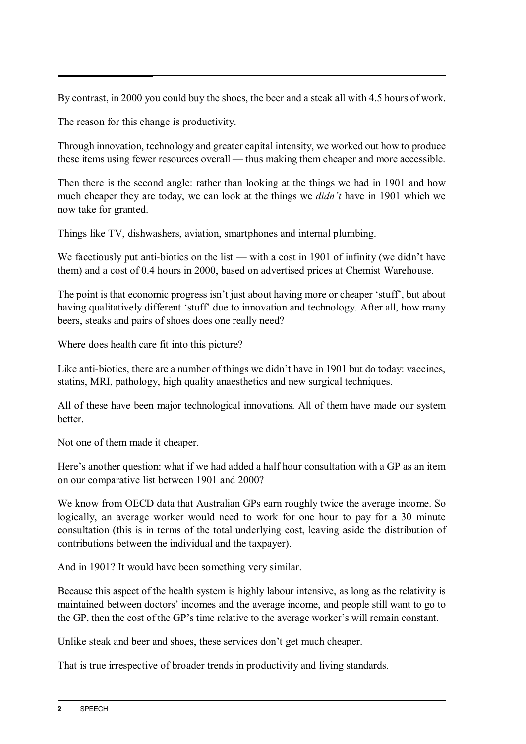By contrast, in 2000 you could buy the shoes, the beer and a steak all with 4.5 hours of work.

The reason for this change is productivity.

Through innovation, technology and greater capital intensity, we worked out how to produce these items using fewer resources overall — thus making them cheaper and more accessible.

Then there is the second angle: rather than looking at the things we had in 1901 and how much cheaper they are today, we can look at the things we *didn't* have in 1901 which we now take for granted.

Things like TV, dishwashers, aviation, smartphones and internal plumbing.

We facetiously put anti-biotics on the list — with a cost in 1901 of infinity (we didn't have them) and a cost of 0.4 hours in 2000, based on advertised prices at Chemist Warehouse.

The point is that economic progress isn't just about having more or cheaper 'stuff', but about having qualitatively different 'stuff' due to innovation and technology. After all, how many beers, steaks and pairs of shoes does one really need?

Where does health care fit into this picture?

Like anti-biotics, there are a number of things we didn't have in 1901 but do today: vaccines, statins, MRI, pathology, high quality anaesthetics and new surgical techniques.

All of these have been major technological innovations. All of them have made our system better.

Not one of them made it cheaper.

Here's another question: what if we had added a half hour consultation with a GP as an item on our comparative list between 1901 and 2000?

We know from OECD data that Australian GPs earn roughly twice the average income. So logically, an average worker would need to work for one hour to pay for a 30 minute consultation (this is in terms of the total underlying cost, leaving aside the distribution of contributions between the individual and the taxpayer).

And in 1901? It would have been something very similar.

Because this aspect of the health system is highly labour intensive, as long as the relativity is maintained between doctors' incomes and the average income, and people still want to go to the GP, then the cost of the GP's time relative to the average worker's will remain constant.

Unlike steak and beer and shoes, these services don't get much cheaper.

That is true irrespective of broader trends in productivity and living standards.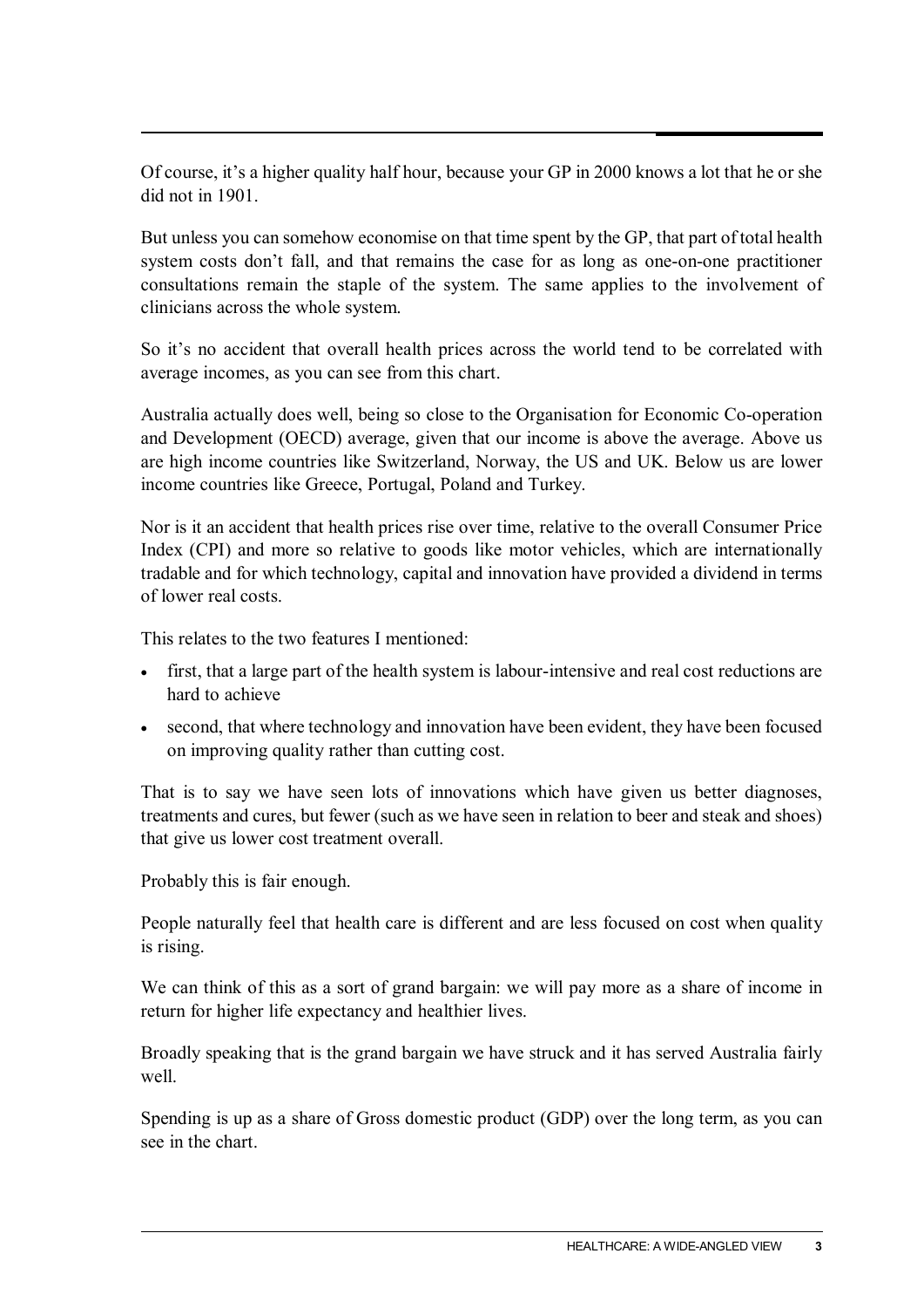Of course, it's a higher quality half hour, because your GP in 2000 knows a lot that he or she did not in 1901.

But unless you can somehow economise on that time spent by the GP, that part of total health system costs don't fall, and that remains the case for as long as one-on-one practitioner consultations remain the staple of the system. The same applies to the involvement of clinicians across the whole system.

So it's no accident that overall health prices across the world tend to be correlated with average incomes, as you can see from this chart.

Australia actually does well, being so close to the Organisation for Economic Co-operation and Development (OECD) average, given that our income is above the average. Above us are high income countries like Switzerland, Norway, the US and UK. Below us are lower income countries like Greece, Portugal, Poland and Turkey.

Nor is it an accident that health prices rise over time, relative to the overall Consumer Price Index (CPI) and more so relative to goods like motor vehicles, which are internationally tradable and for which technology, capital and innovation have provided a dividend in terms of lower real costs.

This relates to the two features I mentioned:

- first, that a large part of the health system is labour-intensive and real cost reductions are hard to achieve
- second, that where technology and innovation have been evident, they have been focused on improving quality rather than cutting cost.

That is to say we have seen lots of innovations which have given us better diagnoses, treatments and cures, but fewer (such as we have seen in relation to beer and steak and shoes) that give us lower cost treatment overall.

Probably this is fair enough.

People naturally feel that health care is different and are less focused on cost when quality is rising.

We can think of this as a sort of grand bargain: we will pay more as a share of income in return for higher life expectancy and healthier lives.

Broadly speaking that is the grand bargain we have struck and it has served Australia fairly well.

Spending is up as a share of Gross domestic product (GDP) over the long term, as you can see in the chart.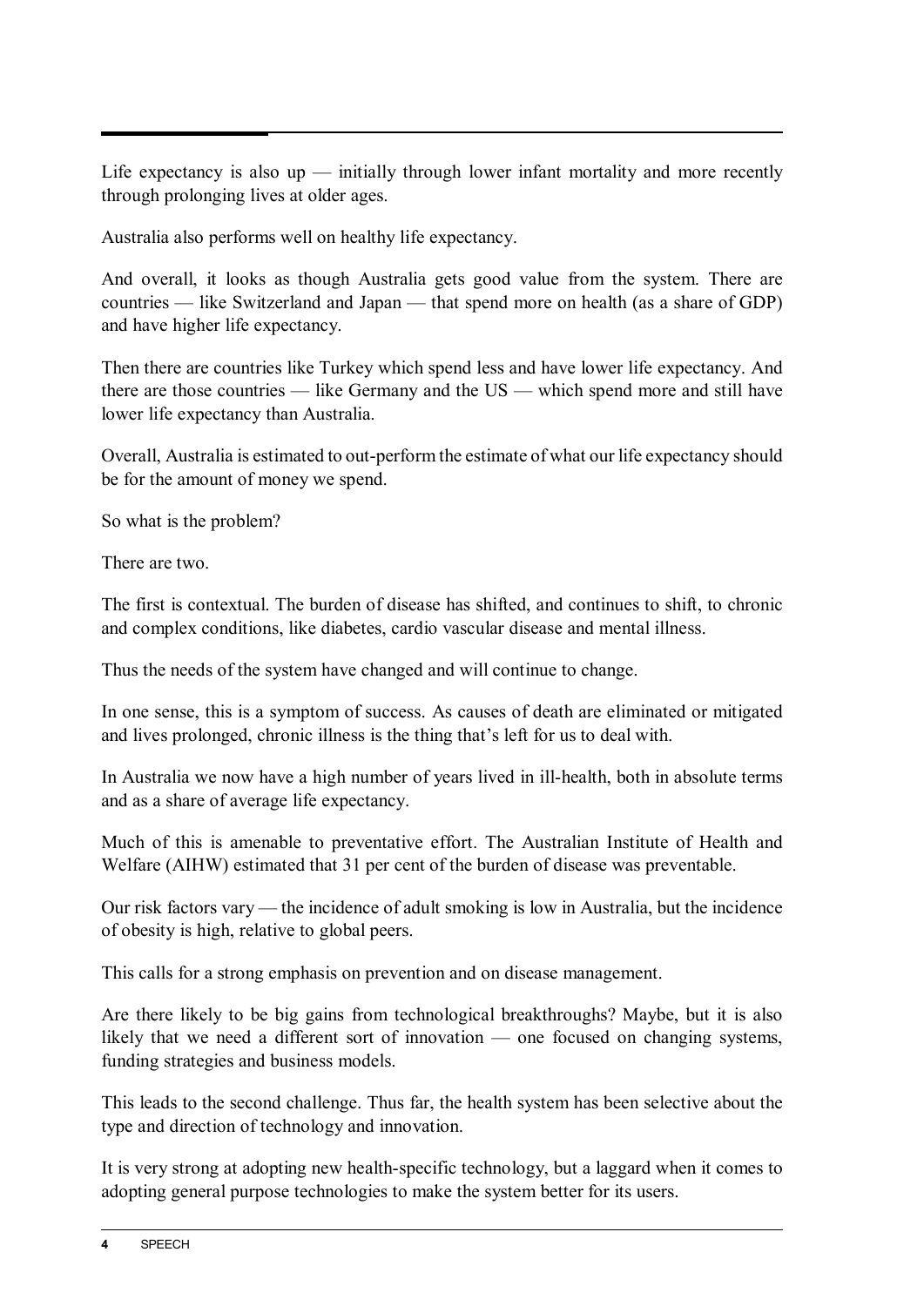Life expectancy is also up — initially through lower infant mortality and more recently through prolonging lives at older ages.

Australia also performs well on healthy life expectancy.

And overall, it looks as though Australia gets good value from the system. There are countries — like Switzerland and Japan — that spend more on health (as a share of GDP) and have higher life expectancy.

Then there are countries like Turkey which spend less and have lower life expectancy. And there are those countries — like Germany and the US — which spend more and still have lower life expectancy than Australia.

Overall, Australia is estimated to out-perform the estimate of what our life expectancy should be for the amount of money we spend.

So what is the problem?

There are two.

The first is contextual. The burden of disease has shifted, and continues to shift, to chronic and complex conditions, like diabetes, cardio vascular disease and mental illness.

Thus the needs of the system have changed and will continue to change.

In one sense, this is a symptom of success. As causes of death are eliminated or mitigated and lives prolonged, chronic illness is the thing that's left for us to deal with.

In Australia we now have a high number of years lived in ill-health, both in absolute terms and as a share of average life expectancy.

Much of this is amenable to preventative effort. The Australian Institute of Health and Welfare (AIHW) estimated that 31 per cent of the burden of disease was preventable.

Our risk factors vary — the incidence of adult smoking is low in Australia, but the incidence of obesity is high, relative to global peers.

This calls for a strong emphasis on prevention and on disease management.

Are there likely to be big gains from technological breakthroughs? Maybe, but it is also likely that we need a different sort of innovation — one focused on changing systems, funding strategies and business models.

This leads to the second challenge. Thus far, the health system has been selective about the type and direction of technology and innovation.

It is very strong at adopting new health-specific technology, but a laggard when it comes to adopting general purpose technologies to make the system better for its users.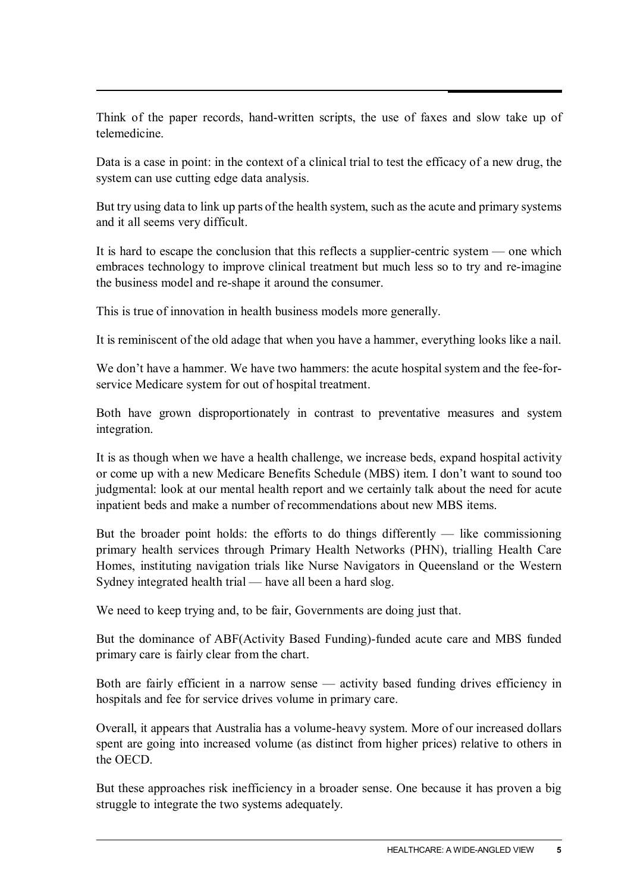Think of the paper records, hand-written scripts, the use of faxes and slow take up of telemedicine.

Data is a case in point: in the context of a clinical trial to test the efficacy of a new drug, the system can use cutting edge data analysis.

But try using data to link up parts of the health system, such as the acute and primary systems and it all seems very difficult.

It is hard to escape the conclusion that this reflects a supplier-centric system — one which embraces technology to improve clinical treatment but much less so to try and re-imagine the business model and re-shape it around the consumer.

This is true of innovation in health business models more generally.

It is reminiscent of the old adage that when you have a hammer, everything looks like a nail.

We don't have a hammer. We have two hammers: the acute hospital system and the fee-for-service Medicare system for out of hospital treatment.

Both have grown disproportionately in contrast to preventative measures and system integration.

It is as though when we have a health challenge, we increase beds, expand hospital activity or come up with a new Medicare Benefits Schedule (MBS) item. I don't want to sound too judgmental: look at our mental health report and we certainly talk about the need for acute inpatient beds and make a number of recommendations about new MBS items.

But the broader point holds: the efforts to do things differently — like commissioning primary health services through Primary Health Networks (PHN), trialling Health Care Homes, instituting navigation trials like Nurse Navigators in Queensland or the Western Sydney integrated health trial — have all been a hard slog.

We need to keep trying and, to be fair, Governments are doing just that.

But the dominance of ABF(Activity Based Funding)-funded acute care and MBS funded primary care is fairly clear from the chart.

Both are fairly efficient in a narrow sense — activity based funding drives efficiency in hospitals and fee for service drives volume in primary care.

Overall, it appears that Australia has a volume-heavy system. More of our increased dollars spent are going into increased volume (as distinct from higher prices) relative to others in the OECD.

But these approaches risk inefficiency in a broader sense. One because it has proven a big struggle to integrate the two systems adequately.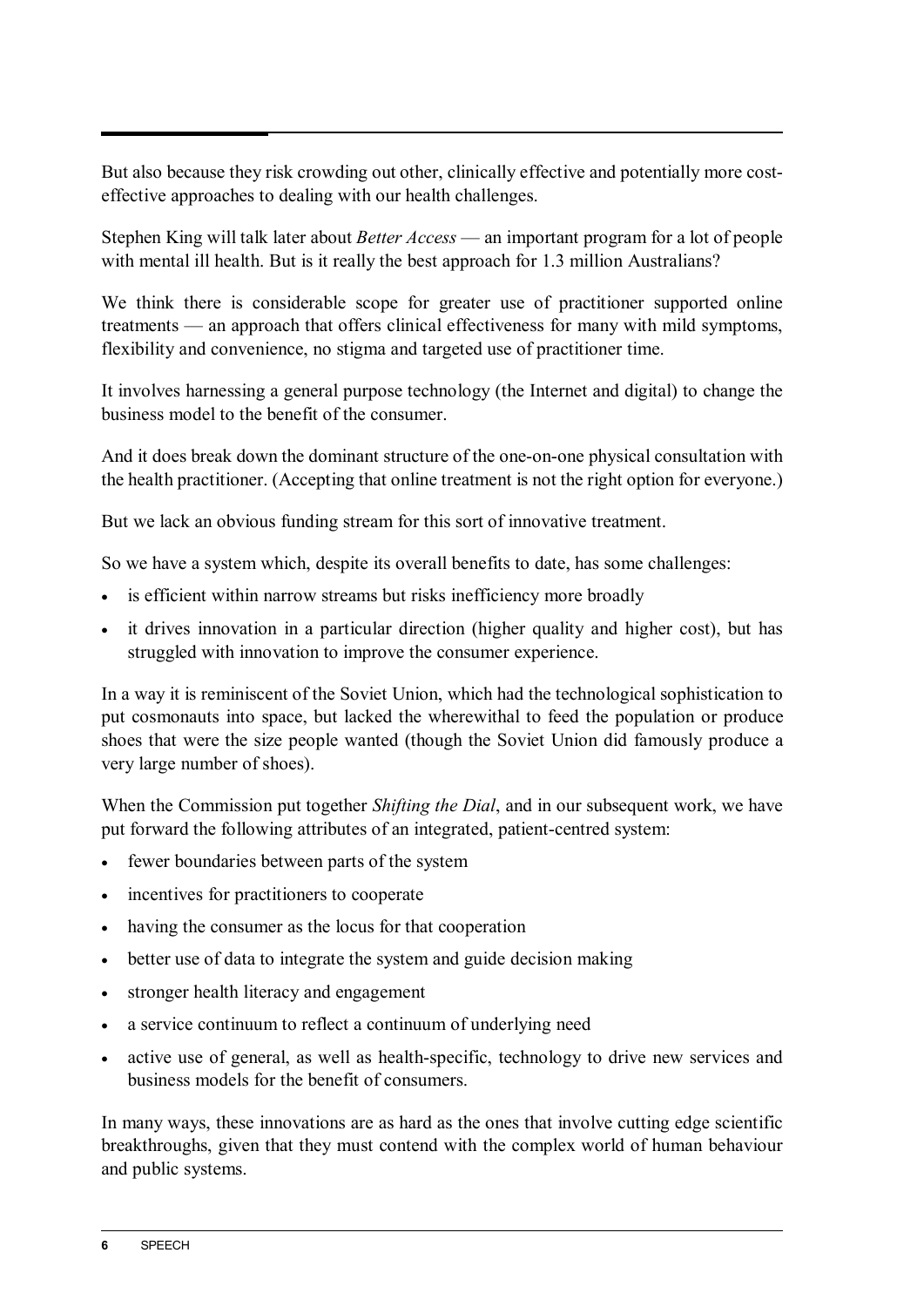But also because they risk crowding out other, clinically effective and potentially more cost-effective approaches to dealing with our health challenges.

Stephen King will talk later about *Better Access* — an important program for a lot of people with mental ill health. But is it really the best approach for 1.3 million Australians?

We think there is considerable scope for greater use of practitioner supported online treatments — an approach that offers clinical effectiveness for many with mild symptoms, flexibility and convenience, no stigma and targeted use of practitioner time.

It involves harnessing a general purpose technology (the Internet and digital) to change the business model to the benefit of the consumer.

And it does break down the dominant structure of the one-on-one physical consultation with the health practitioner. (Accepting that online treatment is not the right option for everyone.)

But we lack an obvious funding stream for this sort of innovative treatment.

So we have a system which, despite its overall benefits to date, has some challenges:

- is efficient within narrow streams but risks inefficiency more broadly
- it drives innovation in a particular direction (higher quality and higher cost), but has struggled with innovation to improve the consumer experience.

In a way it is reminiscent of the Soviet Union, which had the technological sophistication to put cosmonauts into space, but lacked the wherewithal to feed the population or produce shoes that were the size people wanted (though the Soviet Union did famously produce a very large number of shoes).

When the Commission put together *Shifting the Dial*, and in our subsequent work, we have put forward the following attributes of an integrated, patient-centred system:

- fewer boundaries between parts of the system
- incentives for practitioners to cooperate
- having the consumer as the locus for that cooperation
- better use of data to integrate the system and guide decision making
- stronger health literacy and engagement
- a service continuum to reflect a continuum of underlying need
- active use of general, as well as health-specific, technology to drive new services and business models for the benefit of consumers.

In many ways, these innovations are as hard as the ones that involve cutting edge scientific breakthroughs, given that they must contend with the complex world of human behaviour and public systems.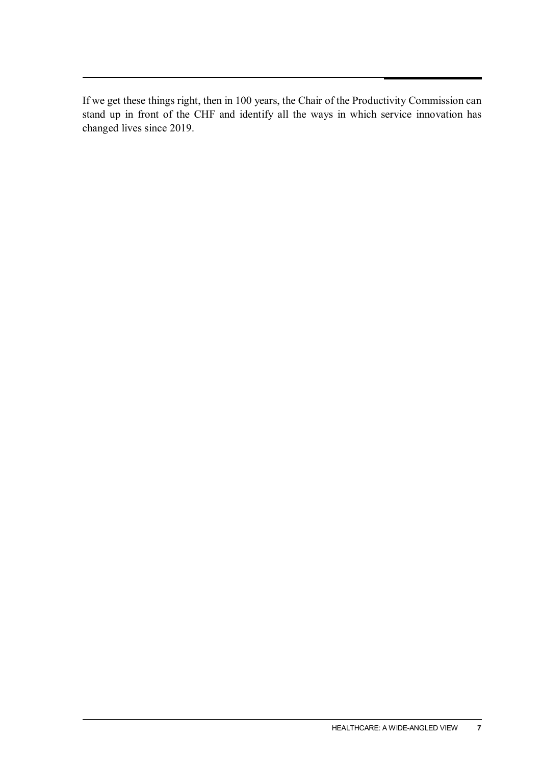If we get these things right, then in 100 years, the Chair of the Productivity Commission can stand up in front of the CHF and identify all the ways in which service innovation has changed lives since 2019.